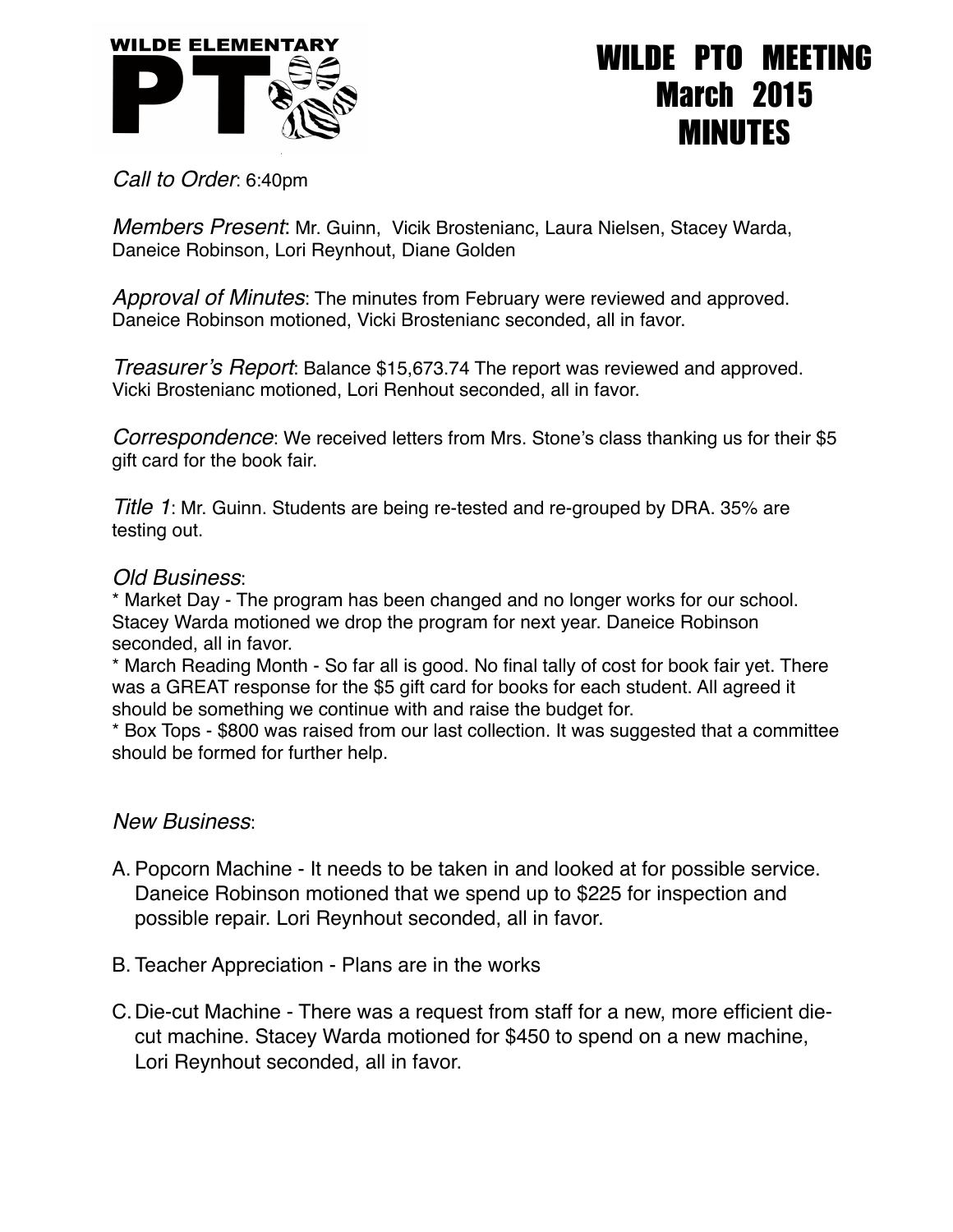# WILDE PTO MEETING March 2015 MINUTES

*Call to Order*: 6:40pm

*Members Present*: Mr. Guinn, Vicik Brostenianc, Laura Nielsen, Stacey Warda, Daneice Robinson, Lori Reynhout, Diane Golden

*Approval of Minutes*: The minutes from February were reviewed and approved. Daneice Robinson motioned, Vicki Brostenianc seconded, all in favor.

*Treasurer's Report*: Balance $15,673.74 The report was reviewed and approved. Vicki Brostenianc motioned, Lori Renhout seconded, all in favor.

*Correspondence*: We received letters from Mrs. Stone's class thanking us for their $5 gift card for the book fair.

*Title 1*: Mr. Guinn. Students are being re-tested and re-grouped by DRA. 35% are testing out.

*Old Business*:

* Market Day - The program has been changed and no longer works for our school. Stacey Warda motioned we drop the program for next year. Daneice Robinson seconded, all in favor.
* March Reading Month - So far all is good. No final tally of cost for book fair yet. There was a GREAT response for the $5 gift card for books for each student. All agreed it should be something we continue with and raise the budget for.
* Box Tops - $800 was raised from our last collection. It was suggested that a committee should be formed for further help.

*New Business*:

A. Popcorn Machine - It needs to be taken in and looked at for possible service. Daneice Robinson motioned that we spend up to $225 for inspection and possible repair. Lori Reynhout seconded, all in favor.

B. Teacher Appreciation - Plans are in the works

C. Die-cut Machine - There was a request from staff for a new, more efficient die-cut machine. Stacey Warda motioned for $450 to spend on a new machine, Lori Reynhout seconded, all in favor.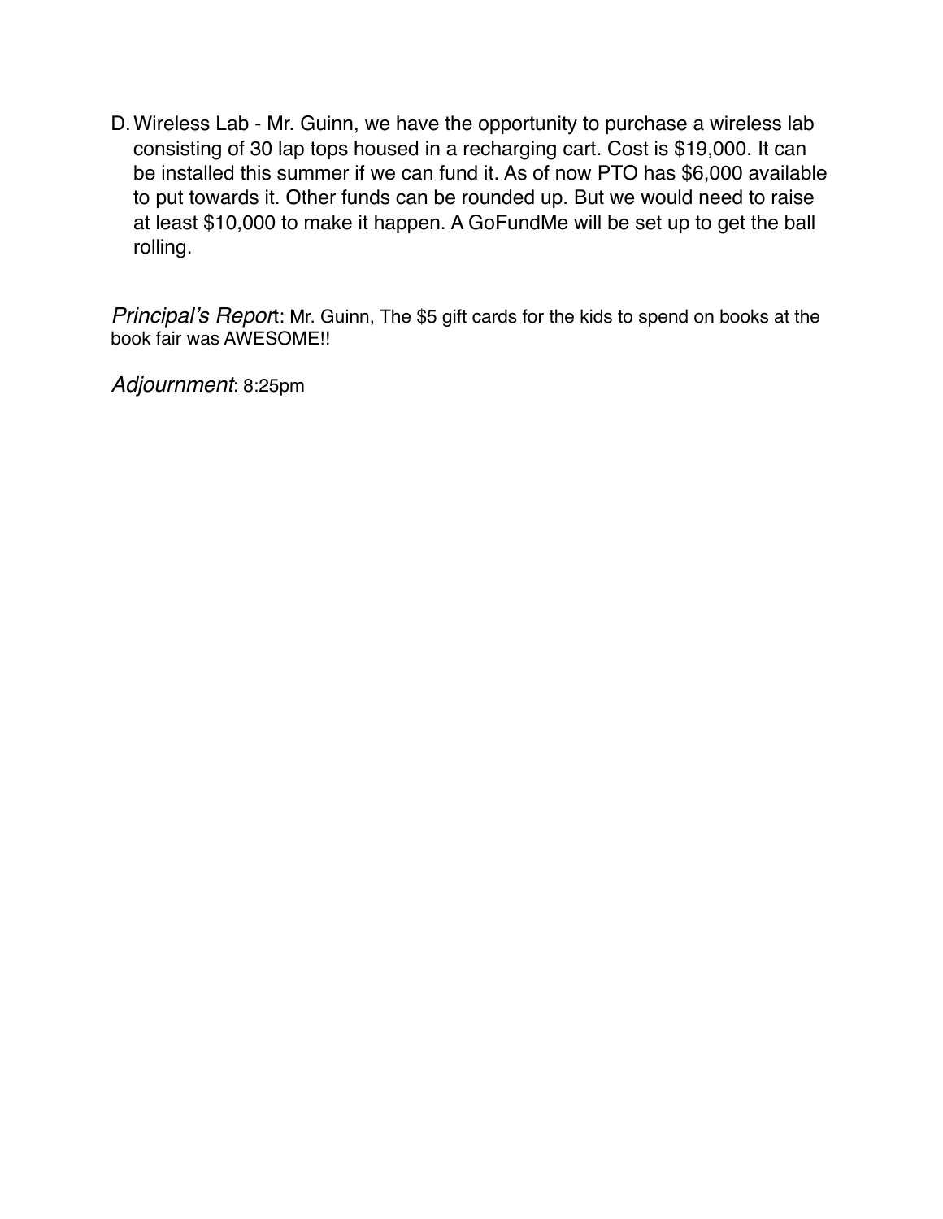D. Wireless Lab - Mr. Guinn, we have the opportunity to purchase a wireless lab consisting of 30 lap tops housed in a recharging cart. Cost is $19,000. It can be installed this summer if we can fund it. As of now PTO has $6,000 available to put towards it. Other funds can be rounded up. But we would need to raise at least $10,000 to make it happen. A GoFundMe will be set up to get the ball rolling.

*Principal's Report*: Mr. Guinn, The $5 gift cards for the kids to spend on books at the book fair was AWESOME!!

*Adjournment*: 8:25pm